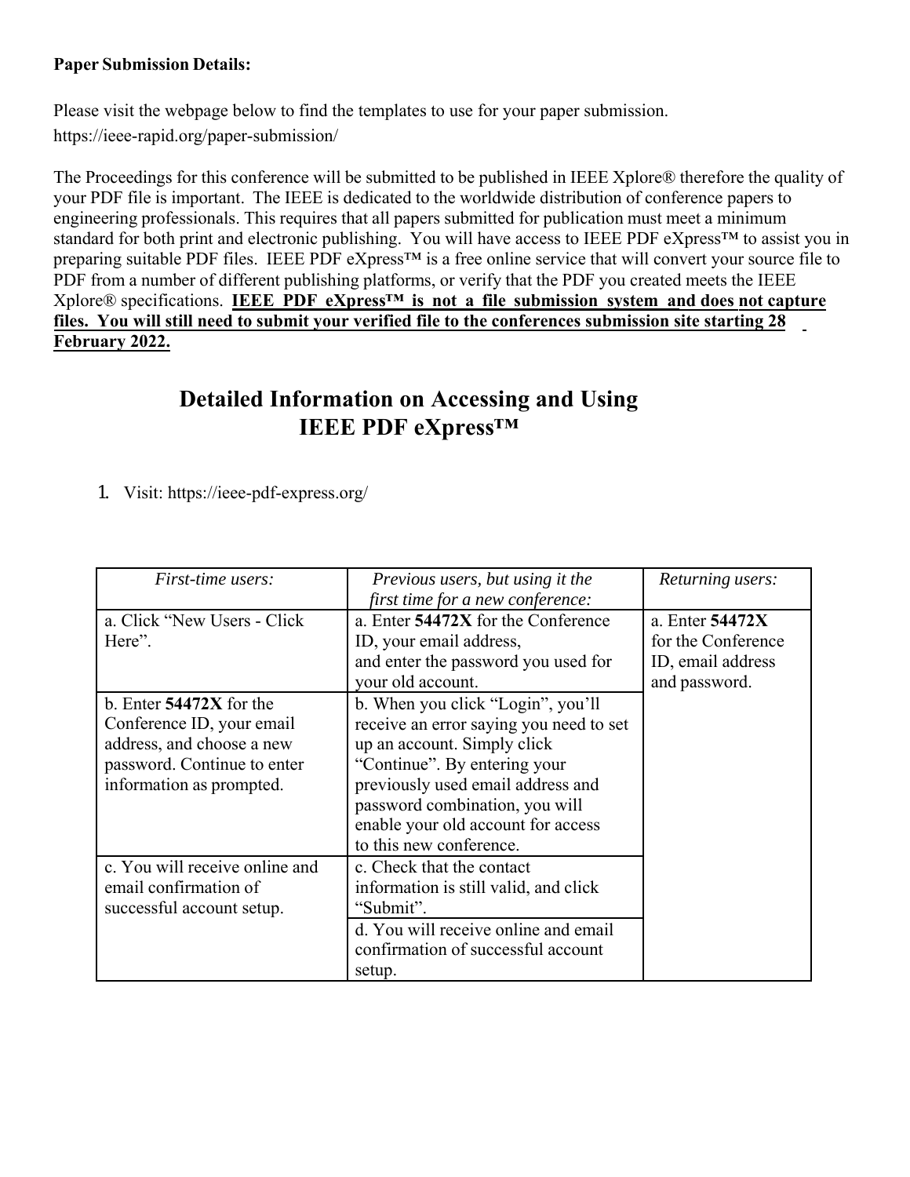**Paper Submission Details:**

Please visit the webpage below to find the templates to use for your paper submission.
https://ieee-rapid.org/paper-submission/

The Proceedings for this conference will be submitted to be published in IEEE Xplore® therefore the quality of your PDF file is important. The IEEE is dedicated to the worldwide distribution of conference papers to engineering professionals. This requires that all papers submitted for publication must meet a minimum standard for both print and electronic publishing. You will have access to IEEE PDF eXpress™ to assist you in preparing suitable PDF files. IEEE PDF eXpress™ is a free online service that will convert your source file to PDF from a number of different publishing platforms, or verify that the PDF you created meets the IEEE Xplore® specifications. **IEEE PDF eXpress™ is not a file submission system and does not capture files. You will still need to submit your verified file to the conferences submission site starting 28 February 2022.**

# Detailed Information on Accessing and Using IEEE PDF eXpress™

1. Visit: https://ieee-pdf-express.org/

| *First-time users:* | *Previous users, but using it the first time for a new conference:* | *Returning users:* |
|---|---|---|
| a. Click "New Users - Click Here". | a. Enter **54472X** for the Conference ID, your email address, and enter the password you used for your old account. | a. Enter **54472X** for the Conference ID, email address and password. |
| b. Enter **54472X** for the Conference ID, your email address, and choose a new password. Continue to enter information as prompted. | b. When you click "Login", you'll receive an error saying you need to set up an account. Simply click "Continue". By entering your previously used email address and password combination, you will enable your old account for access to this new conference. | |
| c. You will receive online and email confirmation of successful account setup. | c. Check that the contact information is still valid, and click "Submit". | |
| | d. You will receive online and email confirmation of successful account setup. | |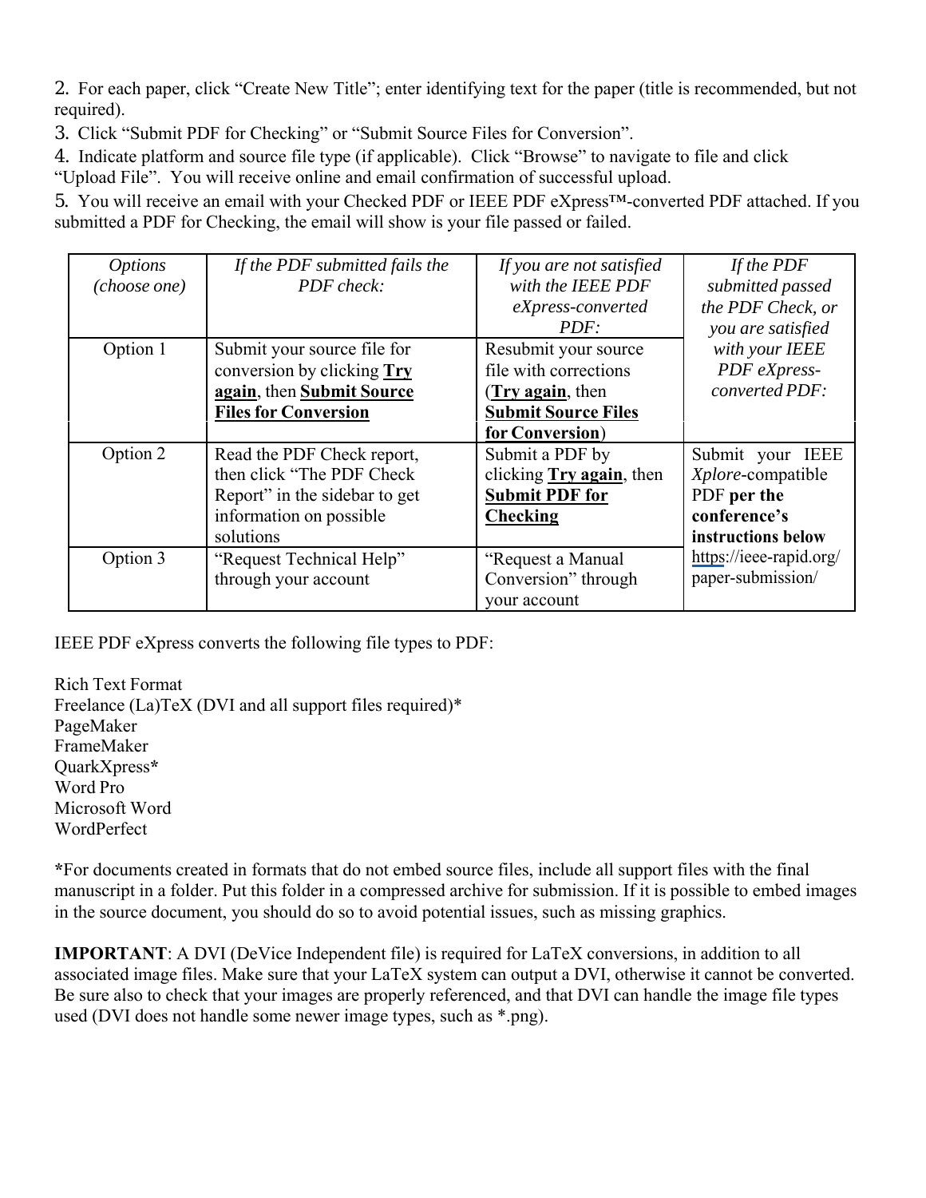2. For each paper, click “Create New Title”; enter identifying text for the paper (title is recommended, but not required).

3. Click “Submit PDF for Checking” or “Submit Source Files for Conversion”.

4. Indicate platform and source file type (if applicable). Click “Browse” to navigate to file and click “Upload File”. You will receive online and email confirmation of successful upload.

5. You will receive an email with your Checked PDF or IEEE PDF eXpress™-converted PDF attached. If you submitted a PDF for Checking, the email will show is your file passed or failed.

| *Options (choose one)* | *If the PDF submitted fails the PDF check:* | *If you are not satisfied with the IEEE PDF eXpress-converted PDF:* | *If the PDF submitted passed the PDF Check, or you are satisfied with your IEEE PDF eXpress-converted PDF:* |
|---|---|---|---|
| Option 1 | Submit your source file for conversion by clicking **Try again**, then **Submit Source Files for Conversion** | Resubmit your source file with corrections (**Try again**, then **Submit Source Files for Conversion**) | |
| Option 2 | Read the PDF Check report, then click “The PDF Check Report” in the sidebar to get information on possible solutions | Submit a PDF by clicking **Try again**, then **Submit PDF for Checking** | Submit your IEEE *Xplore*-compatible PDF **per the conference’s instructions below** https://ieee-rapid.org/paper-submission/ |
| Option 3 | “Request Technical Help” through your account | “Request a Manual Conversion” through your account | |

IEEE PDF eXpress converts the following file types to PDF:

Rich Text Format  
Freelance (La)TeX (DVI and all support files required)*  
PageMaker  
FrameMaker  
QuarkXpress**  
Word Pro  
Microsoft Word  
WordPerfect

*For documents created in formats that do not embed source files, include all support files with the final manuscript in a folder. Put this folder in a compressed archive for submission. If it is possible to embed images in the source document, you should do so to avoid potential issues, such as missing graphics.

**IMPORTANT**: A DVI (DeVice Independent file) is required for LaTeX conversions, in addition to all associated image files. Make sure that your LaTeX system can output a DVI, otherwise it cannot be converted. Be sure also to check that your images are properly referenced, and that DVI can handle the image file types used (DVI does not handle some newer image types, such as *.png).